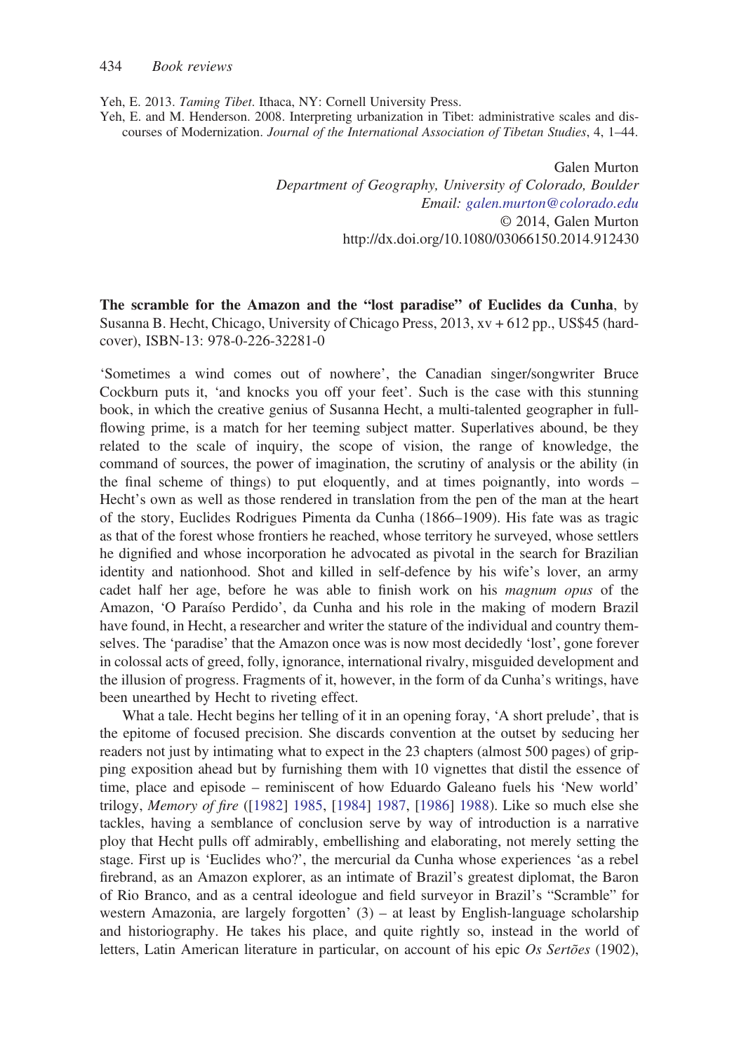Yeh, E. 2013. *Taming Tibet*. Ithaca, NY: Cornell University Press.

Yeh, E. and M. Henderson. 2008. Interpreting urbanization in Tibet: administrative scales and discourses of Modernization. *Journal of the International Association of Tibetan Studies*, 4, 1–44.

Galen Murton
*Department of Geography, University of Colorado, Boulder*
*Email:* galen.murton@colorado.edu
© 2014, Galen Murton
http://dx.doi.org/10.1080/03066150.2014.912430

**The scramble for the Amazon and the "lost paradise" of Euclides da Cunha**, by Susanna B. Hecht, Chicago, University of Chicago Press, 2013, xv + 612 pp., US$45 (hardcover), ISBN-13: 978-0-226-32281-0

'Sometimes a wind comes out of nowhere', the Canadian singer/songwriter Bruce Cockburn puts it, 'and knocks you off your feet'. Such is the case with this stunning book, in which the creative genius of Susanna Hecht, a multi-talented geographer in full-flowing prime, is a match for her teeming subject matter. Superlatives abound, be they related to the scale of inquiry, the scope of vision, the range of knowledge, the command of sources, the power of imagination, the scrutiny of analysis or the ability (in the final scheme of things) to put eloquently, and at times poignantly, into words – Hecht's own as well as those rendered in translation from the pen of the man at the heart of the story, Euclides Rodrigues Pimenta da Cunha (1866–1909). His fate was as tragic as that of the forest whose frontiers he reached, whose territory he surveyed, whose settlers he dignified and whose incorporation he advocated as pivotal in the search for Brazilian identity and nationhood. Shot and killed in self-defence by his wife's lover, an army cadet half her age, before he was able to finish work on his *magnum opus* of the Amazon, 'O Paraíso Perdido', da Cunha and his role in the making of modern Brazil have found, in Hecht, a researcher and writer the stature of the individual and country themselves. The 'paradise' that the Amazon once was is now most decidedly 'lost', gone forever in colossal acts of greed, folly, ignorance, international rivalry, misguided development and the illusion of progress. Fragments of it, however, in the form of da Cunha's writings, have been unearthed by Hecht to riveting effect.

What a tale. Hecht begins her telling of it in an opening foray, 'A short prelude', that is the epitome of focused precision. She discards convention at the outset by seducing her readers not just by intimating what to expect in the 23 chapters (almost 500 pages) of gripping exposition ahead but by furnishing them with 10 vignettes that distil the essence of time, place and episode – reminiscent of how Eduardo Galeano fuels his 'New world' trilogy, *Memory of fire* ([1982] 1985, [1984] 1987, [1986] 1988). Like so much else she tackles, having a semblance of conclusion serve by way of introduction is a narrative ploy that Hecht pulls off admirably, embellishing and elaborating, not merely setting the stage. First up is 'Euclides who?', the mercurial da Cunha whose experiences 'as a rebel firebrand, as an Amazon explorer, as an intimate of Brazil's greatest diplomat, the Baron of Rio Branco, and as a central ideologue and field surveyor in Brazil's "Scramble" for western Amazonia, are largely forgotten' (3) – at least by English-language scholarship and historiography. He takes his place, and quite rightly so, instead in the world of letters, Latin American literature in particular, on account of his epic *Os Sertões* (1902),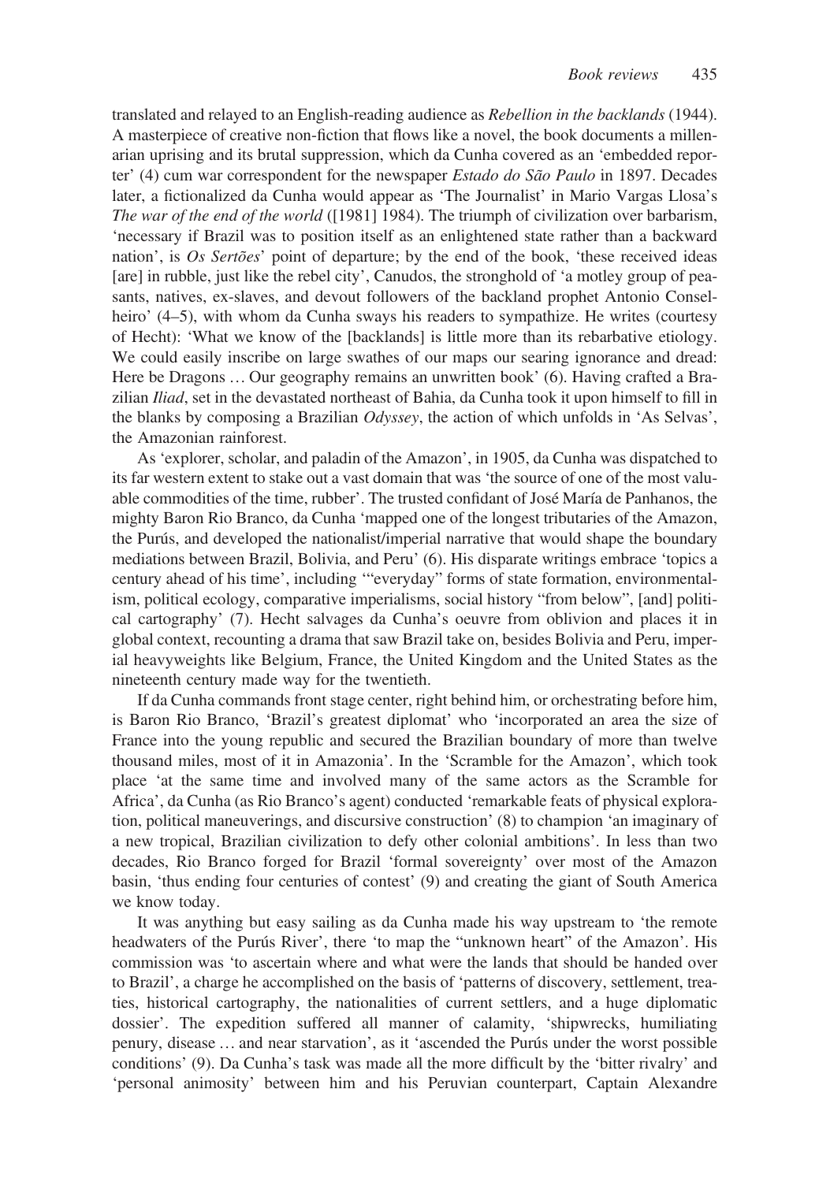translated and relayed to an English-reading audience as *Rebellion in the backlands* (1944). A masterpiece of creative non-fiction that flows like a novel, the book documents a millenarian uprising and its brutal suppression, which da Cunha covered as an 'embedded reporter' (4) cum war correspondent for the newspaper *Estado do São Paulo* in 1897. Decades later, a fictionalized da Cunha would appear as 'The Journalist' in Mario Vargas Llosa's *The war of the end of the world* ([1981] 1984). The triumph of civilization over barbarism, 'necessary if Brazil was to position itself as an enlightened state rather than a backward nation', is *Os Sertões*' point of departure; by the end of the book, 'these received ideas [are] in rubble, just like the rebel city', Canudos, the stronghold of 'a motley group of peasants, natives, ex-slaves, and devout followers of the backland prophet Antonio Conselheiro' (4–5), with whom da Cunha sways his readers to sympathize. He writes (courtesy of Hecht): 'What we know of the [backlands] is little more than its rebarbative etiology. We could easily inscribe on large swathes of our maps our searing ignorance and dread: Here be Dragons … Our geography remains an unwritten book' (6). Having crafted a Brazilian *Iliad*, set in the devastated northeast of Bahia, da Cunha took it upon himself to fill in the blanks by composing a Brazilian *Odyssey*, the action of which unfolds in 'As Selvas', the Amazonian rainforest.

As 'explorer, scholar, and paladin of the Amazon', in 1905, da Cunha was dispatched to its far western extent to stake out a vast domain that was 'the source of one of the most valuable commodities of the time, rubber'. The trusted confidant of José María de Panhanos, the mighty Baron Rio Branco, da Cunha 'mapped one of the longest tributaries of the Amazon, the Purús, and developed the nationalist/imperial narrative that would shape the boundary mediations between Brazil, Bolivia, and Peru' (6). His disparate writings embrace 'topics a century ahead of his time', including '"everyday" forms of state formation, environmentalism, political ecology, comparative imperialisms, social history "from below", [and] political cartography' (7). Hecht salvages da Cunha's oeuvre from oblivion and places it in global context, recounting a drama that saw Brazil take on, besides Bolivia and Peru, imperial heavyweights like Belgium, France, the United Kingdom and the United States as the nineteenth century made way for the twentieth.

If da Cunha commands front stage center, right behind him, or orchestrating before him, is Baron Rio Branco, 'Brazil's greatest diplomat' who 'incorporated an area the size of France into the young republic and secured the Brazilian boundary of more than twelve thousand miles, most of it in Amazonia'. In the 'Scramble for the Amazon', which took place 'at the same time and involved many of the same actors as the Scramble for Africa', da Cunha (as Rio Branco's agent) conducted 'remarkable feats of physical exploration, political maneuverings, and discursive construction' (8) to champion 'an imaginary of a new tropical, Brazilian civilization to defy other colonial ambitions'. In less than two decades, Rio Branco forged for Brazil 'formal sovereignty' over most of the Amazon basin, 'thus ending four centuries of contest' (9) and creating the giant of South America we know today.

It was anything but easy sailing as da Cunha made his way upstream to 'the remote headwaters of the Purús River', there 'to map the "unknown heart" of the Amazon'. His commission was 'to ascertain where and what were the lands that should be handed over to Brazil', a charge he accomplished on the basis of 'patterns of discovery, settlement, treaties, historical cartography, the nationalities of current settlers, and a huge diplomatic dossier'. The expedition suffered all manner of calamity, 'shipwrecks, humiliating penury, disease … and near starvation', as it 'ascended the Purús under the worst possible conditions' (9). Da Cunha's task was made all the more difficult by the 'bitter rivalry' and 'personal animosity' between him and his Peruvian counterpart, Captain Alexandre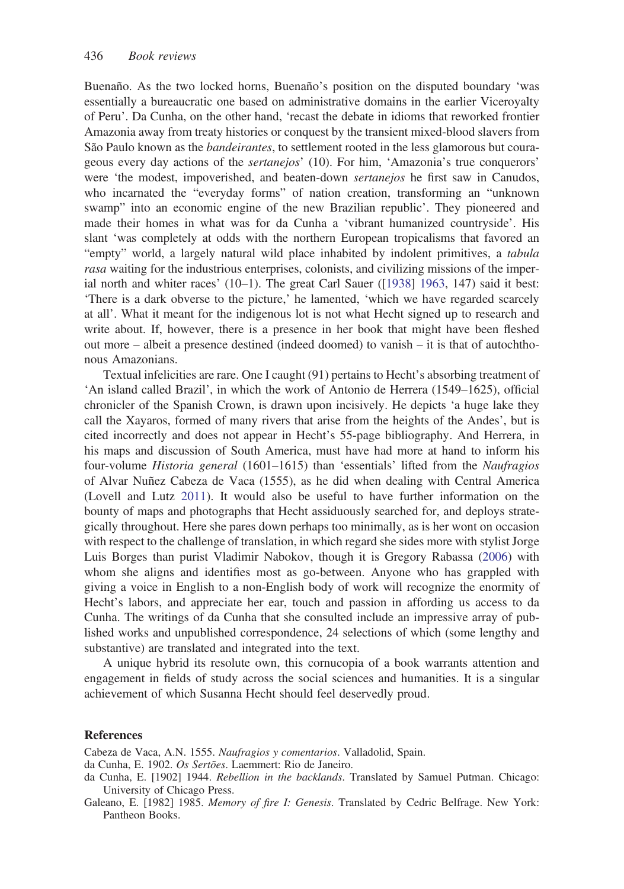Buenaño. As the two locked horns, Buenaño's position on the disputed boundary 'was essentially a bureaucratic one based on administrative domains in the earlier Viceroyalty of Peru'. Da Cunha, on the other hand, 'recast the debate in idioms that reworked frontier Amazonia away from treaty histories or conquest by the transient mixed-blood slavers from São Paulo known as the *bandeirantes*, to settlement rooted in the less glamorous but courageous every day actions of the *sertanejos*' (10). For him, 'Amazonia's true conquerors' were 'the modest, impoverished, and beaten-down *sertanejos* he first saw in Canudos, who incarnated the "everyday forms" of nation creation, transforming an "unknown swamp" into an economic engine of the new Brazilian republic'. They pioneered and made their homes in what was for da Cunha a 'vibrant humanized countryside'. His slant 'was completely at odds with the northern European tropicalisms that favored an "empty" world, a largely natural wild place inhabited by indolent primitives, a *tabula rasa* waiting for the industrious enterprises, colonists, and civilizing missions of the imperial north and whiter races' (10–1). The great Carl Sauer ([1938] 1963, 147) said it best: 'There is a dark obverse to the picture,' he lamented, 'which we have regarded scarcely at all'. What it meant for the indigenous lot is not what Hecht signed up to research and write about. If, however, there is a presence in her book that might have been fleshed out more – albeit a presence destined (indeed doomed) to vanish – it is that of autochthonous Amazonians.

Textual infelicities are rare. One I caught (91) pertains to Hecht's absorbing treatment of 'An island called Brazil', in which the work of Antonio de Herrera (1549–1625), official chronicler of the Spanish Crown, is drawn upon incisively. He depicts 'a huge lake they call the Xayaros, formed of many rivers that arise from the heights of the Andes', but is cited incorrectly and does not appear in Hecht's 55-page bibliography. And Herrera, in his maps and discussion of South America, must have had more at hand to inform his four-volume *Historia general* (1601–1615) than 'essentials' lifted from the *Naufragios* of Alvar Nuñez Cabeza de Vaca (1555), as he did when dealing with Central America (Lovell and Lutz 2011). It would also be useful to have further information on the bounty of maps and photographs that Hecht assiduously searched for, and deploys strategically throughout. Here she pares down perhaps too minimally, as is her wont on occasion with respect to the challenge of translation, in which regard she sides more with stylist Jorge Luis Borges than purist Vladimir Nabokov, though it is Gregory Rabassa (2006) with whom she aligns and identifies most as go-between. Anyone who has grappled with giving a voice in English to a non-English body of work will recognize the enormity of Hecht's labors, and appreciate her ear, touch and passion in affording us access to da Cunha. The writings of da Cunha that she consulted include an impressive array of published works and unpublished correspondence, 24 selections of which (some lengthy and substantive) are translated and integrated into the text.

A unique hybrid its resolute own, this cornucopia of a book warrants attention and engagement in fields of study across the social sciences and humanities. It is a singular achievement of which Susanna Hecht should feel deservedly proud.

## References

Cabeza de Vaca, A.N. 1555. *Naufragios y comentarios*. Valladolid, Spain.

da Cunha, E. 1902. *Os Sertões*. Laemmert: Rio de Janeiro.

da Cunha, E. [1902] 1944. *Rebellion in the backlands*. Translated by Samuel Putman. Chicago: University of Chicago Press.

Galeano, E. [1982] 1985. *Memory of fire I: Genesis*. Translated by Cedric Belfrage. New York: Pantheon Books.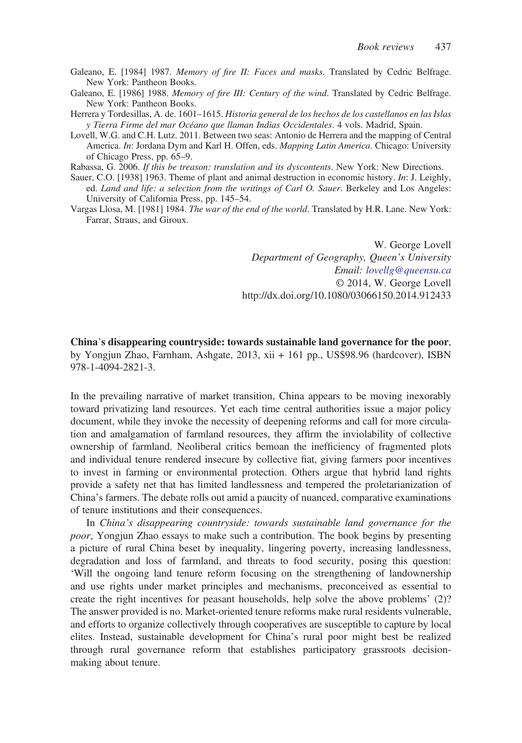Galeano, E. [1984] 1987. *Memory of fire II: Faces and masks*. Translated by Cedric Belfrage. New York: Pantheon Books.

Galeano, E. [1986] 1988. *Memory of fire III: Century of the wind*. Translated by Cedric Belfrage. New York: Pantheon Books.

Herrera y Tordesillas, A. de. 1601–1615. *Historia general de los hechos de los castellanos en las Islas y Tierra Firme del mar Océano que llaman Indias Occidentales*. 4 vols. Madrid, Spain.

Lovell, W.G. and C.H. Lutz. 2011. Between two seas: Antonio de Herrera and the mapping of Central America. *In*: Jordana Dym and Karl H. Offen, eds. *Mapping Latin America*. Chicago: University of Chicago Press, pp. 65–9.

Rabassa, G. 2006. *If this be treason: translation and its dyscontents*. New York: New Directions.

Sauer, C.O. [1938] 1963. Theme of plant and animal destruction in economic history. *In*: J. Leighly, ed. *Land and life: a selection from the writings of Carl O. Sauer*. Berkeley and Los Angeles: University of California Press, pp. 145–54.

Vargas Llosa, M. [1981] 1984. *The war of the end of the world*. Translated by H.R. Lane. New York: Farrar, Straus, and Giroux.

W. George Lovell
*Department of Geography, Queen's University*
*Email: lovellg@queensu.ca*
© 2014, W. George Lovell
http://dx.doi.org/10.1080/03066150.2014.912433

**China's disappearing countryside: towards sustainable land governance for the poor**, by Yongjun Zhao, Farnham, Ashgate, 2013, xii + 161 pp., US$98.96 (hardcover), ISBN 978-1-4094-2821-3.

In the prevailing narrative of market transition, China appears to be moving inexorably toward privatizing land resources. Yet each time central authorities issue a major policy document, while they invoke the necessity of deepening reforms and call for more circulation and amalgamation of farmland resources, they affirm the inviolability of collective ownership of farmland. Neoliberal critics bemoan the inefficiency of fragmented plots and individual tenure rendered insecure by collective fiat, giving farmers poor incentives to invest in farming or environmental protection. Others argue that hybrid land rights provide a safety net that has limited landlessness and tempered the proletarianization of China's farmers. The debate rolls out amid a paucity of nuanced, comparative examinations of tenure institutions and their consequences.

In *China's disappearing countryside: towards sustainable land governance for the poor*, Yongjun Zhao essays to make such a contribution. The book begins by presenting a picture of rural China beset by inequality, lingering poverty, increasing landlessness, degradation and loss of farmland, and threats to food security, posing this question: 'Will the ongoing land tenure reform focusing on the strengthening of landownership and use rights under market principles and mechanisms, preconceived as essential to create the right incentives for peasant households, help solve the above problems' (2)? The answer provided is no. Market-oriented tenure reforms make rural residents vulnerable, and efforts to organize collectively through cooperatives are susceptible to capture by local elites. Instead, sustainable development for China's rural poor might best be realized through rural governance reform that establishes participatory grassroots decision-making about tenure.